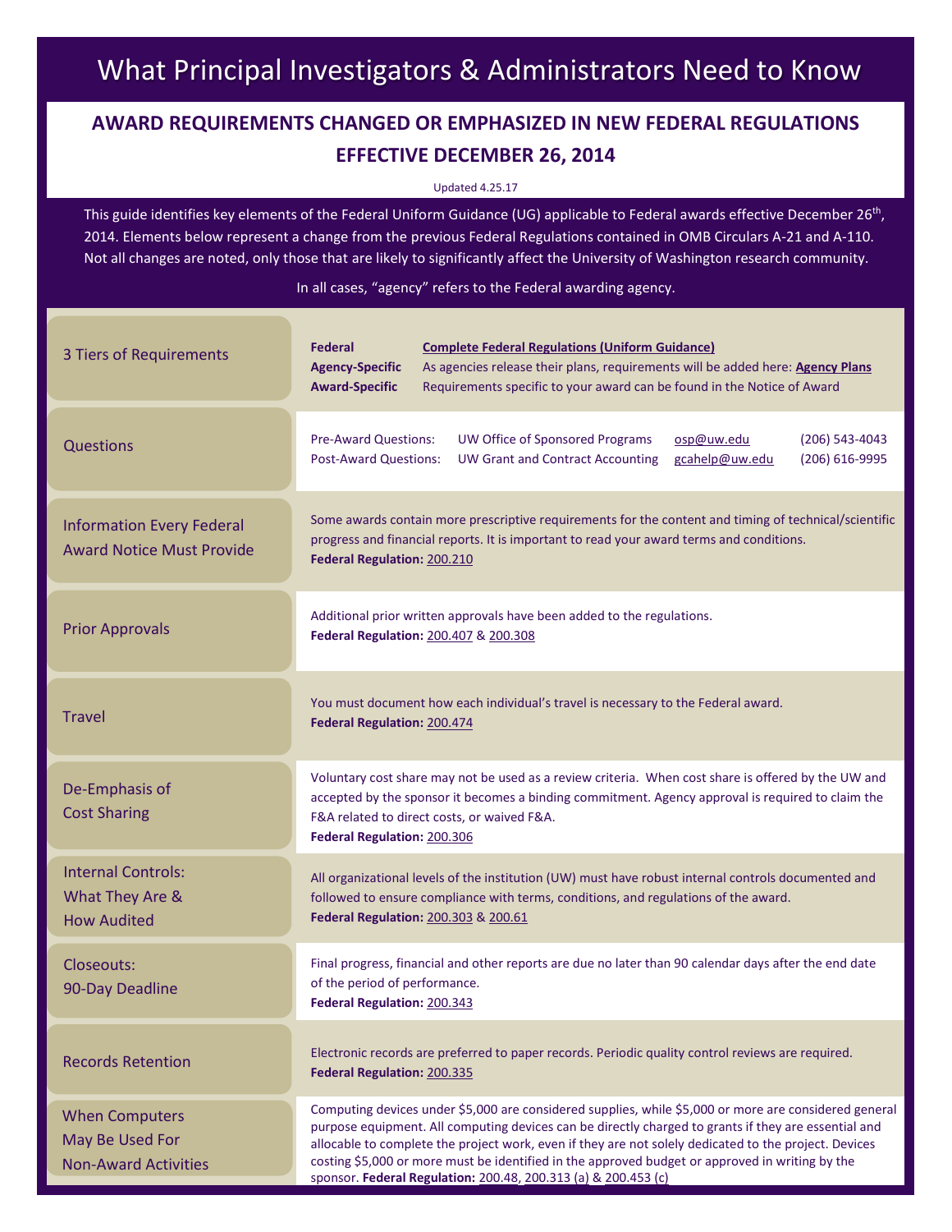# What Principal Investigators & Administrators Need to Know

## AWARD REQUIREMENTS CHANGED OR EMPHASIZED IN NEW FEDERAL REGULATIONS EFFECTIVE DECEMBER 26, 2014

Updated 4.25.17

This guide identifies key elements of the Federal Uniform Guidance (UG) applicable to Federal awards effective December 26th, 2014. Elements below represent a change from the previous Federal Regulations contained in OMB Circulars A-21 and A-110. Not all changes are noted, only those that are likely to significantly affect the University of Washington research community.

In all cases, "agency" refers to the Federal awarding agency.

### 3 Tiers of Requirements

| | |
|---|---|
| **Federal** | **Complete Federal Regulations (Uniform Guidance)** |
| **Agency-Specific** | As agencies release their plans, requirements will be added here: **Agency Plans** |
| **Award-Specific** | Requirements specific to your award can be found in the Notice of Award |

### Questions

| | | | |
|---|---|---|---|
| Pre-Award Questions: | UW Office of Sponsored Programs | osp@uw.edu | (206) 543-4043 |
| Post-Award Questions: | UW Grant and Contract Accounting | gcahelp@uw.edu | (206) 616-9995 |

### Information Every Federal Award Notice Must Provide

Some awards contain more prescriptive requirements for the content and timing of technical/scientific progress and financial reports. It is important to read your award terms and conditions.
**Federal Regulation:** 200.210

### Prior Approvals

Additional prior written approvals have been added to the regulations.
**Federal Regulation:** 200.407 & 200.308

### Travel

You must document how each individual's travel is necessary to the Federal award.
**Federal Regulation:** 200.474

### De-Emphasis of Cost Sharing

Voluntary cost share may not be used as a review criteria. When cost share is offered by the UW and accepted by the sponsor it becomes a binding commitment. Agency approval is required to claim the F&A related to direct costs, or waived F&A.
**Federal Regulation:** 200.306

### Internal Controls: What They Are & How Audited

All organizational levels of the institution (UW) must have robust internal controls documented and followed to ensure compliance with terms, conditions, and regulations of the award.
**Federal Regulation:** 200.303 & 200.61

### Closeouts: 90-Day Deadline

Final progress, financial and other reports are due no later than 90 calendar days after the end date of the period of performance.
**Federal Regulation:** 200.343

### Records Retention

Electronic records are preferred to paper records. Periodic quality control reviews are required.
**Federal Regulation:** 200.335

### When Computers May Be Used For Non-Award Activities

Computing devices under $5,000 are considered supplies, while $5,000 or more are considered general purpose equipment. All computing devices can be directly charged to grants if they are essential and allocable to complete the project work, even if they are not solely dedicated to the project. Devices costing $5,000 or more must be identified in the approved budget or approved in writing by the sponsor. **Federal Regulation:** 200.48, 200.313 (a) & 200.453 (c)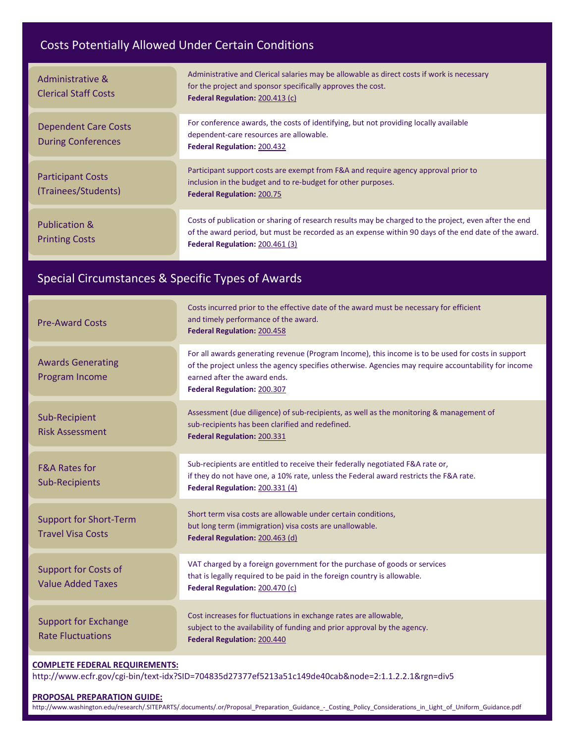## Costs Potentially Allowed Under Certain Conditions

| | |
|---|---|
| Administrative & Clerical Staff Costs | Administrative and Clerical salaries may be allowable as direct costs if work is necessary for the project and sponsor specifically approves the cost. **Federal Regulation:** 200.413 (c) |
| Dependent Care Costs During Conferences | For conference awards, the costs of identifying, but not providing locally available dependent-care resources are allowable. **Federal Regulation:** 200.432 |
| Participant Costs (Trainees/Students) | Participant support costs are exempt from F&A and require agency approval prior to inclusion in the budget and to re-budget for other purposes. **Federal Regulation:** 200.75 |
| Publication & Printing Costs | Costs of publication or sharing of research results may be charged to the project, even after the end of the award period, but must be recorded as an expense within 90 days of the end date of the award. **Federal Regulation:** 200.461 (3) |

## Special Circumstances & Specific Types of Awards

| | |
|---|---|
| Pre-Award Costs | Costs incurred prior to the effective date of the award must be necessary for efficient and timely performance of the award. **Federal Regulation:** 200.458 |
| Awards Generating Program Income | For all awards generating revenue (Program Income), this income is to be used for costs in support of the project unless the agency specifies otherwise. Agencies may require accountability for income earned after the award ends. **Federal Regulation:** 200.307 |
| Sub-Recipient Risk Assessment | Assessment (due diligence) of sub-recipients, as well as the monitoring & management of sub-recipients has been clarified and redefined. **Federal Regulation:** 200.331 |
| F&A Rates for Sub-Recipients | Sub-recipients are entitled to receive their federally negotiated F&A rate or, if they do not have one, a 10% rate, unless the Federal award restricts the F&A rate. **Federal Regulation:** 200.331 (4) |
| Support for Short-Term Travel Visa Costs | Short term visa costs are allowable under certain conditions, but long term (immigration) visa costs are unallowable. **Federal Regulation:** 200.463 (d) |
| Support for Costs of Value Added Taxes | VAT charged by a foreign government for the purchase of goods or services that is legally required to be paid in the foreign country is allowable. **Federal Regulation:** 200.470 (c) |
| Support for Exchange Rate Fluctuations | Cost increases for fluctuations in exchange rates are allowable, subject to the availability of funding and prior approval by the agency. **Federal Regulation:** 200.440 |

**COMPLETE FEDERAL REQUIREMENTS:**
http://www.ecfr.gov/cgi-bin/text-idx?SID=704835d27377ef5213a51c149de40cab&node=2:1.1.2.2.1&rgn=div5

**PROPOSAL PREPARATION GUIDE:**
http://www.washington.edu/research/.SITEPARTS/.documents/.or/Proposal_Preparation_Guidance_-_Costing_Policy_Considerations_in_Light_of_Uniform_Guidance.pdf